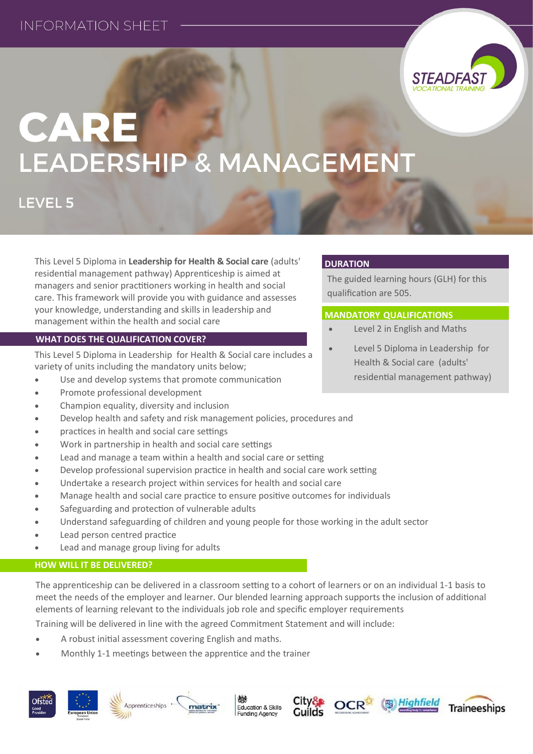INFORMATION SHEET

# CARE
# LEADERSHIP & MANAGEMENT

## LEVEL 5

This Level 5 Diploma in **Leadership for Health & Social care** (adults' residential management pathway) Apprenticeship is aimed at managers and senior practitioners working in health and social care. This framework will provide you with guidance and assesses your knowledge, understanding and skills in leadership and management within the health and social care

### DURATION

The guided learning hours (GLH) for this qualification are 505.

### MANDATORY QUALIFICATIONS

- Level 2 in English and Maths
- Level 5 Diploma in Leadership for Health & Social care (adults' residential management pathway)

### WHAT DOES THE QUALIFICATION COVER?

This Level 5 Diploma in Leadership for Health & Social care includes a variety of units including the mandatory units below;

- Use and develop systems that promote communication
- Promote professional development
- Champion equality, diversity and inclusion
- Develop health and safety and risk management policies, procedures and
- practices in health and social care settings
- Work in partnership in health and social care settings
- Lead and manage a team within a health and social care or setting
- Develop professional supervision practice in health and social care work setting
- Undertake a research project within services for health and social care
- Manage health and social care practice to ensure positive outcomes for individuals
- Safeguarding and protection of vulnerable adults
- Understand safeguarding of children and young people for those working in the adult sector
- Lead person centred practice
- Lead and manage group living for adults

### HOW WILL IT BE DELIVERED?

The apprenticeship can be delivered in a classroom setting to a cohort of learners or on an individual 1-1 basis to meet the needs of the employer and learner. Our blended learning approach supports the inclusion of additional elements of learning relevant to the individuals job role and specific employer requirements

Training will be delivered in line with the agreed Commitment Statement and will include:

- A robust initial assessment covering English and maths.
- Monthly 1-1 meetings between the apprentice and the trainer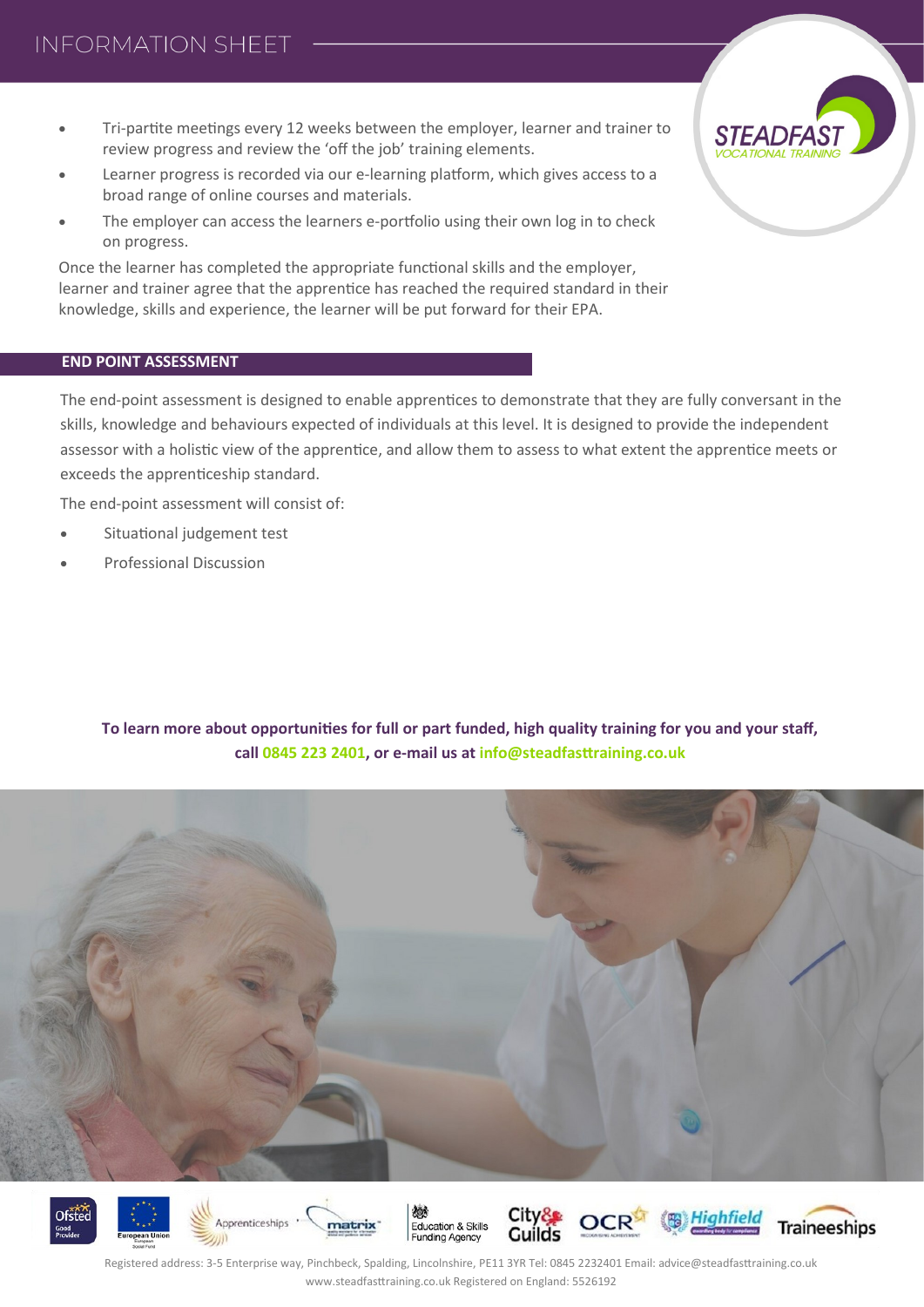- Tri-partite meetings every 12 weeks between the employer, learner and trainer to review progress and review the 'off the job' training elements.
- Learner progress is recorded via our e-learning platform, which gives access to a broad range of online courses and materials.
- The employer can access the learners e-portfolio using their own log in to check on progress.

Once the learner has completed the appropriate functional skills and the employer, learner and trainer agree that the apprentice has reached the required standard in their knowledge, skills and experience, the learner will be put forward for their EPA.

## END POINT ASSESSMENT

The end-point assessment is designed to enable apprentices to demonstrate that they are fully conversant in the skills, knowledge and behaviours expected of individuals at this level. It is designed to provide the independent assessor with a holistic view of the apprentice, and allow them to assess to what extent the apprentice meets or exceeds the apprenticeship standard.

The end-point assessment will consist of:

- Situational judgement test
- Professional Discussion

**To learn more about opportunities for full or part funded, high quality training for you and your staff, call 0845 223 2401, or e-mail us at info@steadfasttraining.co.uk**

Registered address: 3-5 Enterprise way, Pinchbeck, Spalding, Lincolnshire, PE11 3YR Tel: 0845 2232401 Email: advice@steadfasttraining.co.uk www.steadfasttraining.co.uk Registered on England: 5526192